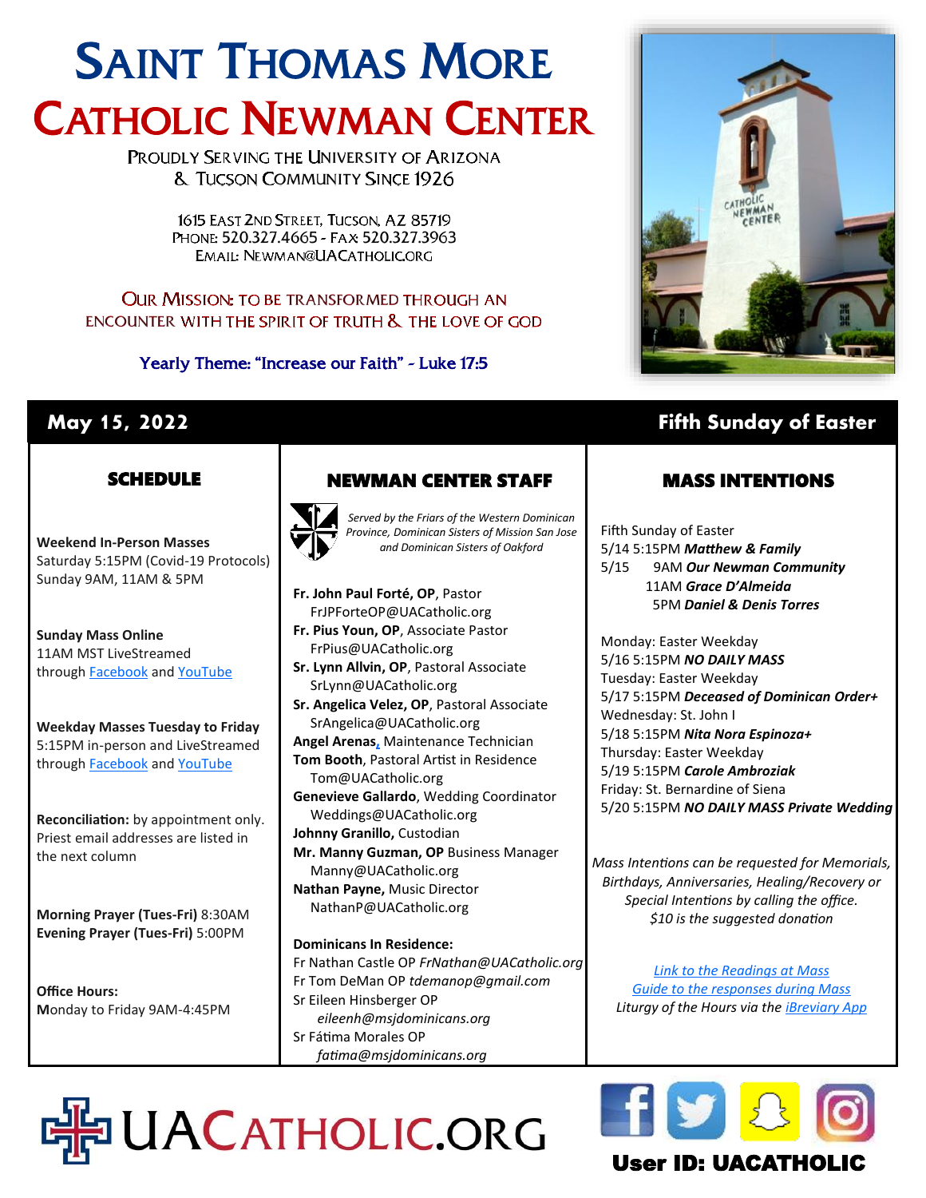# Saint Thomas More
# Catholic Newman Center

Proudly Serving the University of Arizona & Tucson Community Since 1926

1615 East 2nd Street, Tucson, AZ 85719
Phone: 520.327.4665 - Fax 520.327.3963
Email: Newman@UACatholic.org

Our Mission: to be transformed through an encounter with the Spirit of Truth & the Love of God

Yearly Theme: "Increase our Faith" - Luke 17:5

**May 15, 2022** — **Fifth Sunday of Easter**

## SCHEDULE

**Weekend In-Person Masses**
Saturday 5:15PM (Covid-19 Protocols)
Sunday 9AM, 11AM & 5PM

**Sunday Mass Online**
11AM MST LiveStreamed through Facebook and YouTube

**Weekday Masses Tuesday to Friday**
5:15PM in-person and LiveStreamed through Facebook and YouTube

**Reconciliation:** by appointment only. Priest email addresses are listed in the next column

**Morning Prayer (Tues-Fri)** 8:30AM
**Evening Prayer (Tues-Fri)** 5:00PM

**Office Hours:**
Monday to Friday 9AM-4:45PM

## NEWMAN CENTER STAFF

*Served by the Friars of the Western Dominican Province, Dominican Sisters of Mission San Jose and Dominican Sisters of Oakford*

**Fr. John Paul Forté, OP**, Pastor
FrJPForteOP@UACatholic.org
**Fr. Pius Youn, OP**, Associate Pastor
FrPius@UACatholic.org
**Sr. Lynn Allvin, OP**, Pastoral Associate
SrLynn@UACatholic.org
**Sr. Angelica Velez, OP**, Pastoral Associate
SrAngelica@UACatholic.org
**Angel Arenas**, Maintenance Technician
**Tom Booth**, Pastoral Artist in Residence
Tom@UACatholic.org
**Genevieve Gallardo**, Wedding Coordinator
Weddings@UACatholic.org
**Johnny Granillo,** Custodian
**Mr. Manny Guzman, OP** Business Manager
Manny@UACatholic.org
**Nathan Payne,** Music Director
NathanP@UACatholic.org

**Dominicans In Residence:**
Fr Nathan Castle OP *FrNathan@UACatholic.org*
Fr Tom DeMan OP *tdemanop@gmail.com*
Sr Eileen Hinsberger OP
*eileenh@msjdominicans.org*
Sr Fátima Morales OP
*fatima@msjdominicans.org*

## MASS INTENTIONS

Fifth Sunday of Easter
5/14 5:15PM ***Matthew & Family***
5/15 9AM ***Our Newman Community***
11AM ***Grace D'Almeida***
5PM ***Daniel & Denis Torres***

Monday: Easter Weekday
5/16 5:15PM ***NO DAILY MASS***
Tuesday: Easter Weekday
5/17 5:15PM ***Deceased of Dominican Order+***
Wednesday: St. John I
5/18 5:15PM ***Nita Nora Espinoza+***
Thursday: Easter Weekday
5/19 5:15PM ***Carole Ambroziak***
Friday: St. Bernardine of Siena
5/20 5:15PM ***NO DAILY MASS Private Wedding***

*Mass Intentions can be requested for Memorials, Birthdays, Anniversaries, Healing/Recovery or Special Intentions by calling the office. $10 is the suggested donation*

*Link to the Readings at Mass*
*Guide to the responses during Mass*
*Liturgy of the Hours via the iBreviary App*

UACatholic.org

**User ID: UACATHOLIC**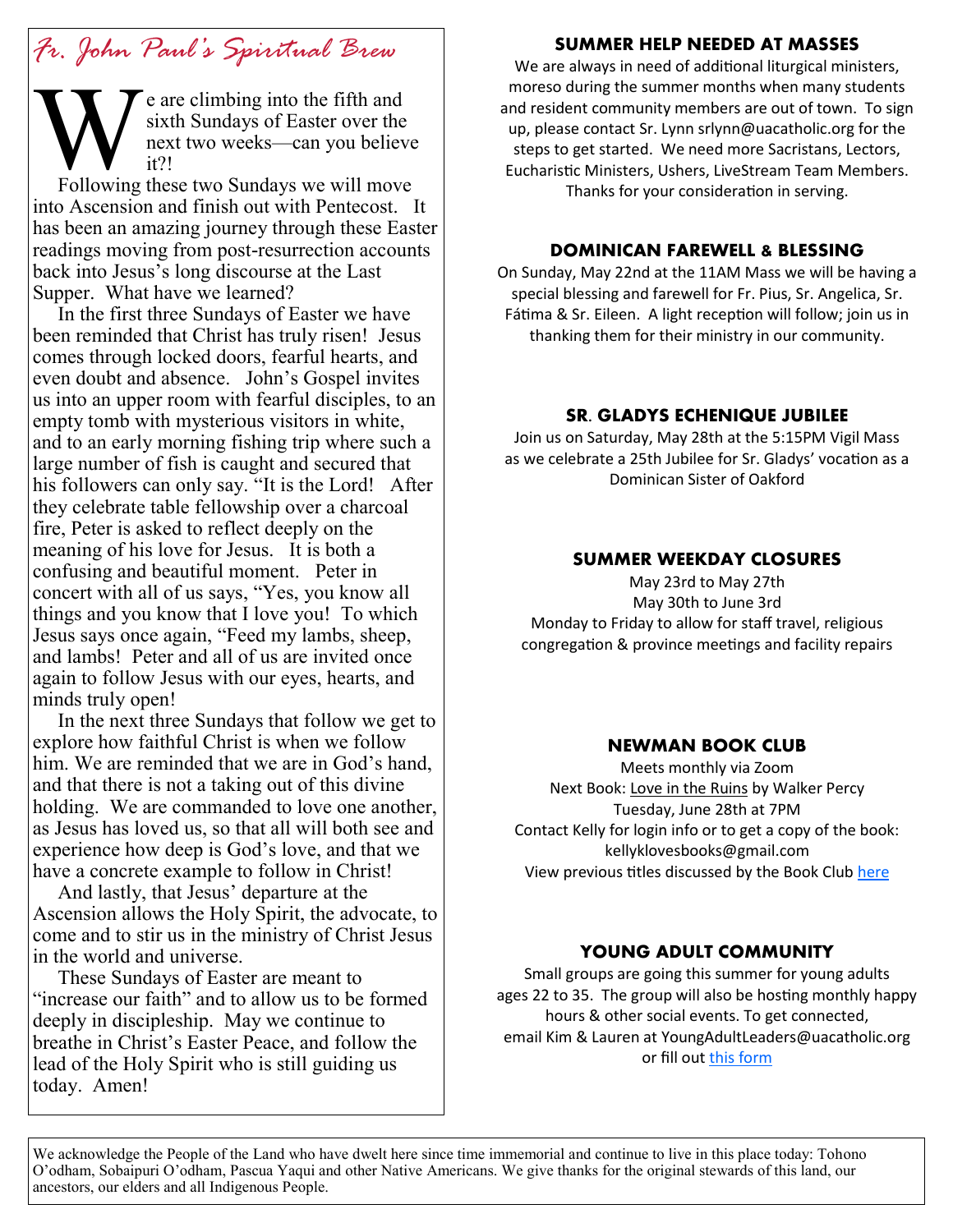## *Fr. John Paul's Spiritual Brew*

We are climbing into the fifth and sixth Sundays of Easter over the next two weeks—can you believe it?!

Following these two Sundays we will move into Ascension and finish out with Pentecost. It has been an amazing journey through these Easter readings moving from post-resurrection accounts back into Jesus's long discourse at the Last Supper. What have we learned?

In the first three Sundays of Easter we have been reminded that Christ has truly risen! Jesus comes through locked doors, fearful hearts, and even doubt and absence. John's Gospel invites us into an upper room with fearful disciples, to an empty tomb with mysterious visitors in white, and to an early morning fishing trip where such a large number of fish is caught and secured that his followers can only say. "It is the Lord! After they celebrate table fellowship over a charcoal fire, Peter is asked to reflect deeply on the meaning of his love for Jesus. It is both a confusing and beautiful moment. Peter in concert with all of us says, "Yes, you know all things and you know that I love you! To which Jesus says once again, "Feed my lambs, sheep, and lambs! Peter and all of us are invited once again to follow Jesus with our eyes, hearts, and minds truly open!

In the next three Sundays that follow we get to explore how faithful Christ is when we follow him. We are reminded that we are in God's hand, and that there is not a taking out of this divine holding. We are commanded to love one another, as Jesus has loved us, so that all will both see and experience how deep is God's love, and that we have a concrete example to follow in Christ!

And lastly, that Jesus' departure at the Ascension allows the Holy Spirit, the advocate, to come and to stir us in the ministry of Christ Jesus in the world and universe.

These Sundays of Easter are meant to "increase our faith" and to allow us to be formed deeply in discipleship. May we continue to breathe in Christ's Easter Peace, and follow the lead of the Holy Spirit who is still guiding us today. Amen!

### SUMMER HELP NEEDED AT MASSES

We are always in need of additional liturgical ministers, moreso during the summer months when many students and resident community members are out of town. To sign up, please contact Sr. Lynn srlynn@uacatholic.org for the steps to get started. We need more Sacristans, Lectors, Eucharistic Ministers, Ushers, LiveStream Team Members. Thanks for your consideration in serving.

### DOMINICAN FAREWELL & BLESSING

On Sunday, May 22nd at the 11AM Mass we will be having a special blessing and farewell for Fr. Pius, Sr. Angelica, Sr. Fátima & Sr. Eileen. A light reception will follow; join us in thanking them for their ministry in our community.

### SR. GLADYS ECHENIQUE JUBILEE

Join us on Saturday, May 28th at the 5:15PM Vigil Mass as we celebrate a 25th Jubilee for Sr. Gladys' vocation as a Dominican Sister of Oakford

### SUMMER WEEKDAY CLOSURES

May 23rd to May 27th
May 30th to June 3rd
Monday to Friday to allow for staff travel, religious congregation & province meetings and facility repairs

### NEWMAN BOOK CLUB

Meets monthly via Zoom
Next Book: Love in the Ruins by Walker Percy
Tuesday, June 28th at 7PM
Contact Kelly for login info or to get a copy of the book: kellyklovesbooks@gmail.com
View previous titles discussed by the Book Club here

### YOUNG ADULT COMMUNITY

Small groups are going this summer for young adults ages 22 to 35. The group will also be hosting monthly happy hours & other social events. To get connected, email Kim & Lauren at YoungAdultLeaders@uacatholic.org or fill out this form

We acknowledge the People of the Land who have dwelt here since time immemorial and continue to live in this place today: Tohono O'odham, Sobaipuri O'odham, Pascua Yaqui and other Native Americans. We give thanks for the original stewards of this land, our ancestors, our elders and all Indigenous People.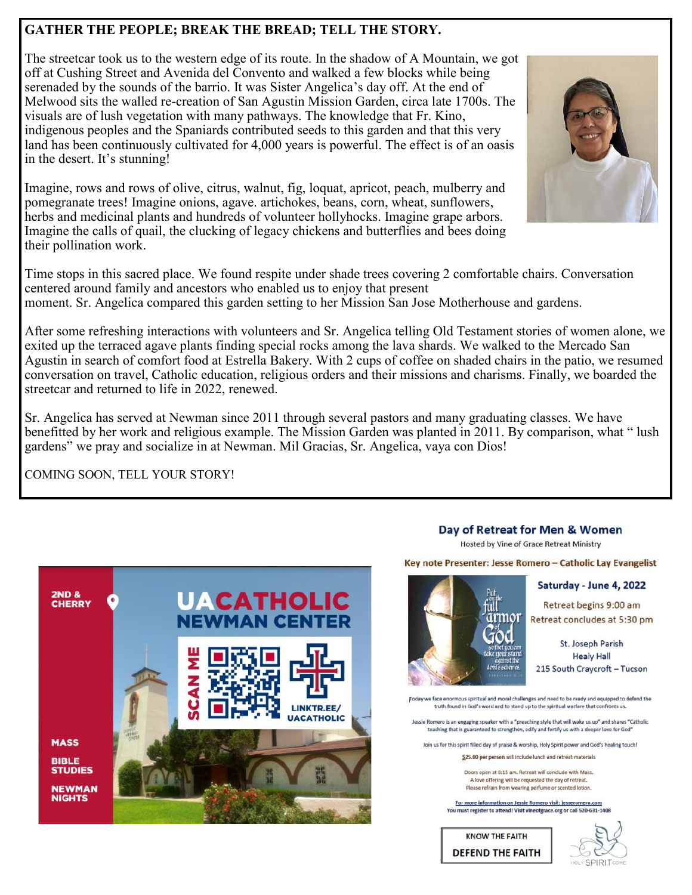## GATHER THE PEOPLE; BREAK THE BREAD; TELL THE STORY.

The streetcar took us to the western edge of its route. In the shadow of A Mountain, we got off at Cushing Street and Avenida del Convento and walked a few blocks while being serenaded by the sounds of the barrio. It was Sister Angelica's day off. At the end of Melwood sits the walled re-creation of San Agustin Mission Garden, circa late 1700s. The visuals are of lush vegetation with many pathways. The knowledge that Fr. Kino, indigenous peoples and the Spaniards contributed seeds to this garden and that this very land has been continuously cultivated for 4,000 years is powerful. The effect is of an oasis in the desert. It's stunning!

Imagine, rows and rows of olive, citrus, walnut, fig, loquat, apricot, peach, mulberry and pomegranate trees! Imagine onions, agave. artichokes, beans, corn, wheat, sunflowers, herbs and medicinal plants and hundreds of volunteer hollyhocks. Imagine grape arbors. Imagine the calls of quail, the clucking of legacy chickens and butterflies and bees doing their pollination work.

Time stops in this sacred place. We found respite under shade trees covering 2 comfortable chairs. Conversation centered around family and ancestors who enabled us to enjoy that present moment. Sr. Angelica compared this garden setting to her Mission San Jose Motherhouse and gardens.

After some refreshing interactions with volunteers and Sr. Angelica telling Old Testament stories of women alone, we exited up the terraced agave plants finding special rocks among the lava shards. We walked to the Mercado San Agustin in search of comfort food at Estrella Bakery. With 2 cups of coffee on shaded chairs in the patio, we resumed conversation on travel, Catholic education, religious orders and their missions and charisms. Finally, we boarded the streetcar and returned to life in 2022, renewed.

Sr. Angelica has served at Newman since 2011 through several pastors and many graduating classes. We have benefitted by her work and religious example. The Mission Garden was planted in 2011. By comparison, what " lush gardens" we pray and socialize in at Newman. Mil Gracias, Sr. Angelica, vaya con Dios!

COMING SOON, TELL YOUR STORY!

---

**2ND & CHERRY**

**UACATHOLIC NEWMAN CENTER**

SCAN ME

LINKTR.EE/UACATHOLIC

**MASS**

**BIBLE STUDIES**

**NEWMAN NIGHTS**

---

## Day of Retreat for Men & Women

Hosted by Vine of Grace Retreat Ministry

**Key note Presenter: Jesse Romero – Catholic Lay Evangelist**

Put on the full armor of God so that you can take your stand against the devil's schemes.

**Saturday - June 4, 2022**

Retreat begins 9:00 am
Retreat concludes at 5:30 pm

St. Joseph Parish
Healy Hall
215 South Craycroft – Tucson

Today we face enormous spiritual and moral challenges and need to be ready and equipped to defend the truth found in God's word and to stand up to the spiritual warfare that confronts us.

Jessie Romero is an engaging speaker with a "preaching style that will wake us up" and shares "Catholic teaching that is guaranteed to strengthen, edify and fortify us with a deeper love for God"

Join us for this spirit filled day of praise & worship, Holy Spirit power and God's healing touch!

$25.00 per person will include lunch and retreat materials

Doors open at 8:15 am. Retreat will conclude with Mass.
A love offering will be requested the day of retreat.
Please refrain from wearing perfume or scented lotion.

For more information on Jessie Romero visit: jesseromero.com
You must register to attend! Visit vineofgrace.org or call 520-631-1408

KNOW THE FAITH
**DEFEND THE FAITH**

HOLY SPIRIT COME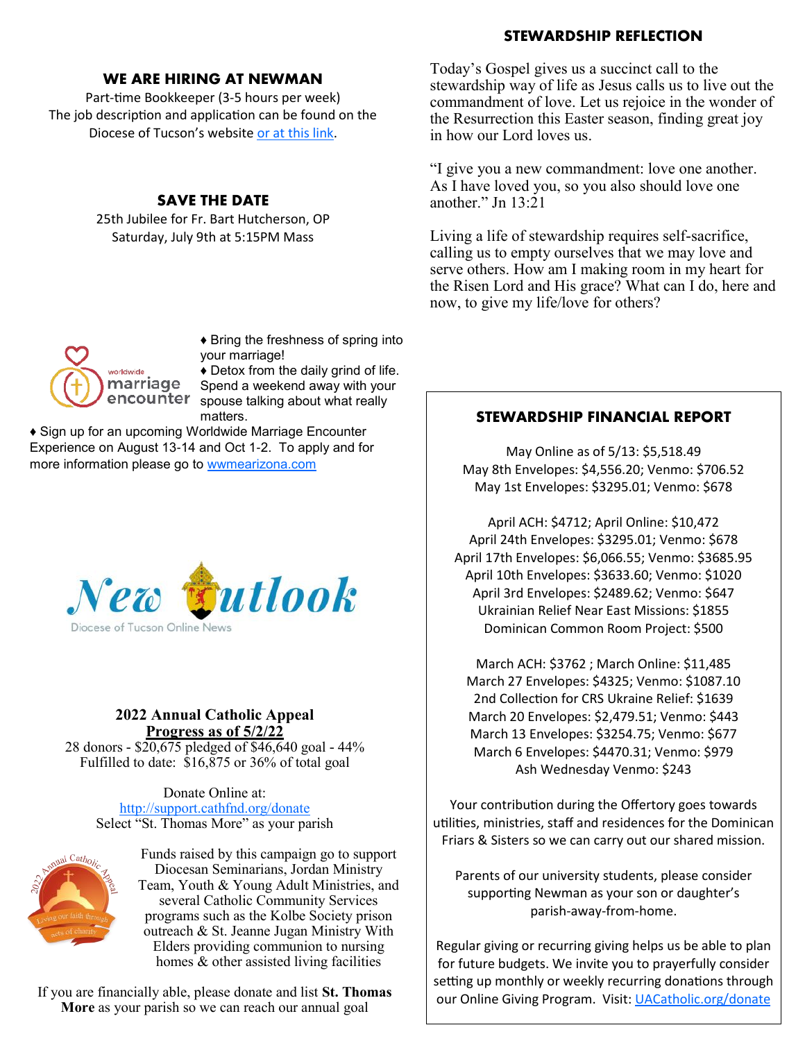## WE ARE HIRING AT NEWMAN

Part-time Bookkeeper (3-5 hours per week)
The job description and application can be found on the Diocese of Tucson's website or at this link.

## SAVE THE DATE

25th Jubilee for Fr. Bart Hutcherson, OP
Saturday, July 9th at 5:15PM Mass

worldwide marriage encounter

♦ Bring the freshness of spring into your marriage!
♦ Detox from the daily grind of life. Spend a weekend away with your spouse talking about what really matters.
♦ Sign up for an upcoming Worldwide Marriage Encounter Experience on August 13-14 and Oct 1-2. To apply and for more information please go to wwmearizona.com

New Outlook
Diocese of Tucson Online News

**2022 Annual Catholic Appeal**
**Progress as of 5/2/22**
28 donors - $20,675 pledged of $46,640 goal - 44%
Fulfilled to date: $16,875 or 36% of total goal

Donate Online at:
http://support.cathfnd.org/donate
Select "St. Thomas More" as your parish

Funds raised by this campaign go to support Diocesan Seminarians, Jordan Ministry Team, Youth & Young Adult Ministries, and several Catholic Community Services programs such as the Kolbe Society prison outreach & St. Jeanne Jugan Ministry With Elders providing communion to nursing homes & other assisted living facilities

If you are financially able, please donate and list **St. Thomas More** as your parish so we can reach our annual goal

## STEWARDSHIP REFLECTION

Today's Gospel gives us a succinct call to the stewardship way of life as Jesus calls us to live out the commandment of love. Let us rejoice in the wonder of the Resurrection this Easter season, finding great joy in how our Lord loves us.

"I give you a new commandment: love one another. As I have loved you, so you also should love one another." Jn 13:21

Living a life of stewardship requires self-sacrifice, calling us to empty ourselves that we may love and serve others. How am I making room in my heart for the Risen Lord and His grace? What can I do, here and now, to give my life/love for others?

## STEWARDSHIP FINANCIAL REPORT

May Online as of 5/13: $5,518.49
May 8th Envelopes: $4,556.20; Venmo: $706.52
May 1st Envelopes: $3295.01; Venmo: $678

April ACH: $4712; April Online: $10,472
April 24th Envelopes: $3295.01; Venmo: $678
April 17th Envelopes: $6,066.55; Venmo: $3685.95
April 10th Envelopes: $3633.60; Venmo: $1020
April 3rd Envelopes: $2489.62; Venmo: $647
Ukrainian Relief Near East Missions: $1855
Dominican Common Room Project: $500

March ACH: $3762 ; March Online: $11,485
March 27 Envelopes: $4325; Venmo: $1087.10
2nd Collection for CRS Ukraine Relief: $1639
March 20 Envelopes: $2,479.51; Venmo: $443
March 13 Envelopes: $3254.75; Venmo: $677
March 6 Envelopes: $4470.31; Venmo: $979
Ash Wednesday Venmo: $243

Your contribution during the Offertory goes towards utilities, ministries, staff and residences for the Dominican Friars & Sisters so we can carry out our shared mission.

Parents of our university students, please consider supporting Newman as your son or daughter's parish-away-from-home.

Regular giving or recurring giving helps us be able to plan for future budgets. We invite you to prayerfully consider setting up monthly or weekly recurring donations through our Online Giving Program. Visit: UACatholic.org/donate